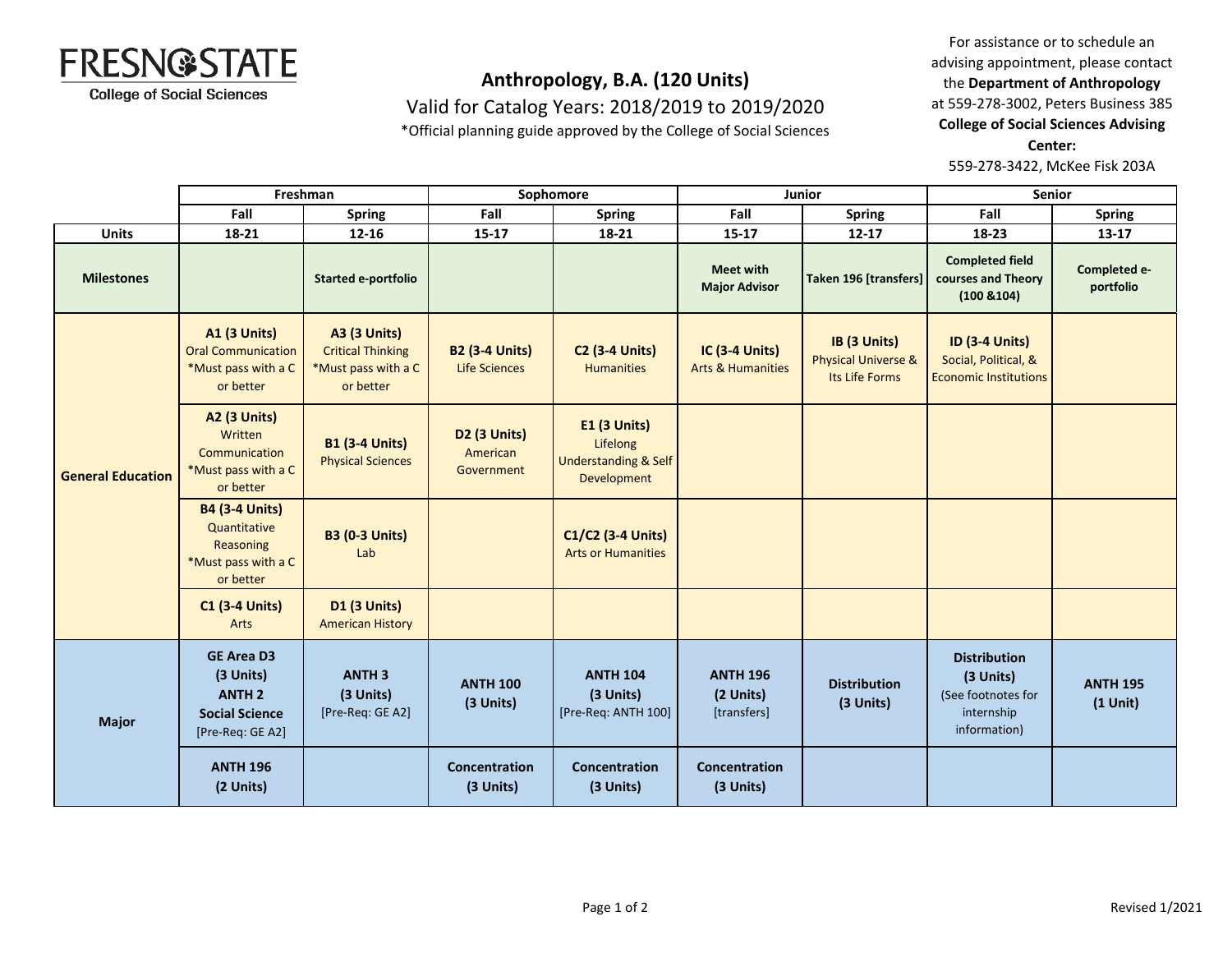**FRESNO STATE**
College of Social Sciences

# Anthropology, B.A. (120 Units)

Valid for Catalog Years: 2018/2019 to 2019/2020

*Official planning guide approved by the College of Social Sciences

For assistance or to schedule an advising appointment, please contact the **Department of Anthropology** at 559-278-3002, Peters Business 385
**College of Social Sciences Advising Center:**
559-278-3422, McKee Fisk 203A

| | Freshman | | Sophomore | | Junior | | Senior | |
|---|---|---|---|---|---|---|---|---|
| | **Fall** | **Spring** | **Fall** | **Spring** | **Fall** | **Spring** | **Fall** | **Spring** |
| **Units** | **18-21** | **12-16** | **15-17** | **18-21** | **15-17** | **12-17** | **18-23** | **13-17** |
| **Milestones** | | **Started e-portfolio** | | | **Meet with Major Advisor** | **Taken 196 [transfers]** | **Completed field courses and Theory (100 &104)** | **Completed e-portfolio** |
| **General Education** | **A1 (3 Units)** Oral Communication *Must pass with a C or better | **A3 (3 Units)** Critical Thinking *Must pass with a C or better | **B2 (3-4 Units)** Life Sciences | **C2 (3-4 Units)** Humanities | **IC (3-4 Units)** Arts & Humanities | **IB (3 Units)** Physical Universe & Its Life Forms | **ID (3-4 Units)** Social, Political, & Economic Institutions | |
| | **A2 (3 Units)** Written Communication *Must pass with a C or better | **B1 (3-4 Units)** Physical Sciences | **D2 (3 Units)** American Government | **E1 (3 Units)** Lifelong Understanding & Self Development | | | | |
| | **B4 (3-4 Units)** Quantitative Reasoning *Must pass with a C or better | **B3 (0-3 Units)** Lab | | **C1/C2 (3-4 Units)** Arts or Humanities | | | | |
| | **C1 (3-4 Units)** Arts | **D1 (3 Units)** American History | | | | | | |
| **Major** | **GE Area D3 (3 Units) ANTH 2 Social Science** [Pre-Req: GE A2] | **ANTH 3 (3 Units)** [Pre-Req: GE A2] | **ANTH 100 (3 Units)** | **ANTH 104 (3 Units)** [Pre-Req: ANTH 100] | **ANTH 196 (2 Units)** [transfers] | **Distribution (3 Units)** | **Distribution (3 Units)** (See footnotes for internship information) | **ANTH 195 (1 Unit)** |
| | **ANTH 196 (2 Units)** | | **Concentration (3 Units)** | **Concentration (3 Units)** | **Concentration (3 Units)** | | | |

Revised 1/2021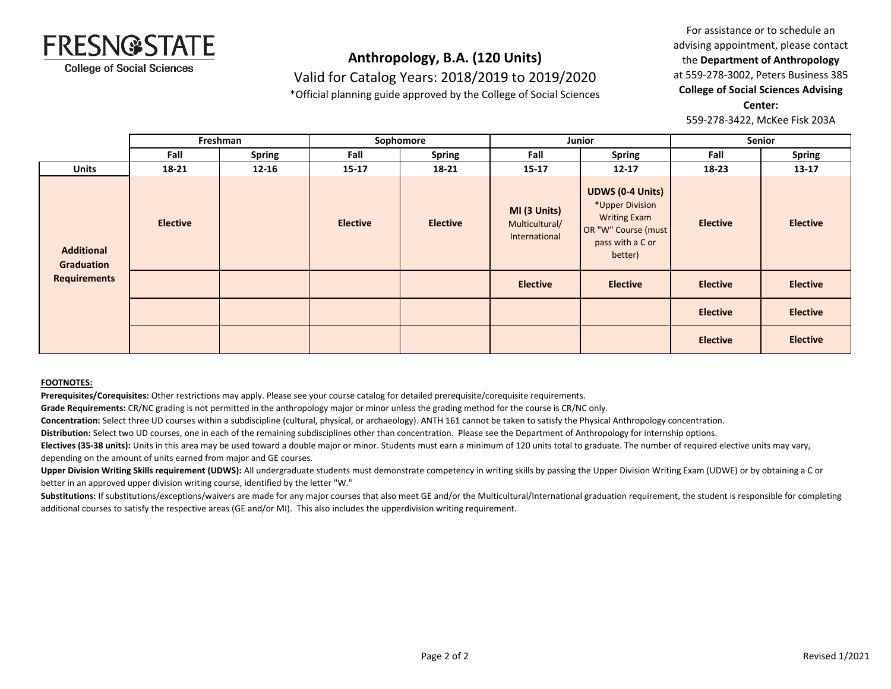FRESNO STATE
College of Social Sciences

## Anthropology, B.A. (120 Units)

Valid for Catalog Years: 2018/2019 to 2019/2020

*Official planning guide approved by the College of Social Sciences

For assistance or to schedule an advising appointment, please contact the **Department of Anthropology** at 559-278-3002, Peters Business 385
**College of Social Sciences Advising Center:**
559-278-3422, McKee Fisk 203A

| | Freshman | | Sophomore | | Junior | | Senior | |
|---|---|---|---|---|---|---|---|---|
| | Fall | Spring | Fall | Spring | Fall | Spring | Fall | Spring |
| **Units** | 18-21 | 12-16 | 15-17 | 18-21 | 15-17 | 12-17 | 18-23 | 13-17 |
| **Additional Graduation Requirements** | **Elective** | | **Elective** | **Elective** | **MI (3 Units)** Multicultural/ International | **UDWS (0-4 Units)** *Upper Division Writing Exam OR "W" Course (must pass with a C or better) | **Elective** | **Elective** |
| | | | | | **Elective** | **Elective** | **Elective** | **Elective** |
| | | | | | | | **Elective** | **Elective** |
| | | | | | | | **Elective** | **Elective** |

**FOOTNOTES:**

**Prerequisites/Corequisites:** Other restrictions may apply. Please see your course catalog for detailed prerequisite/corequisite requirements.

**Grade Requirements:** CR/NC grading is not permitted in the anthropology major or minor unless the grading method for the course is CR/NC only.

**Concentration:** Select three UD courses within a subdiscipline (cultural, physical, or archaeology). ANTH 161 cannot be taken to satisfy the Physical Anthropology concentration.

**Distribution:** Select two UD courses, one in each of the remaining subdisciplines other than concentration. Please see the Department of Anthropology for internship options.

**Electives (35-38 units):** Units in this area may be used toward a double major or minor. Students must earn a minimum of 120 units total to graduate. The number of required elective units may vary, depending on the amount of units earned from major and GE courses.

**Upper Division Writing Skills requirement (UDWS):** All undergraduate students must demonstrate competency in writing skills by passing the Upper Division Writing Exam (UDWE) or by obtaining a C or better in an approved upper division writing course, identified by the letter "W."

**Substitutions:** If substitutions/exceptions/waivers are made for any major courses that also meet GE and/or the Multicultural/International graduation requirement, the student is responsible for completing additional courses to satisfy the respective areas (GE and/or MI). This also includes the upperdivision writing requirement.

Revised 1/2021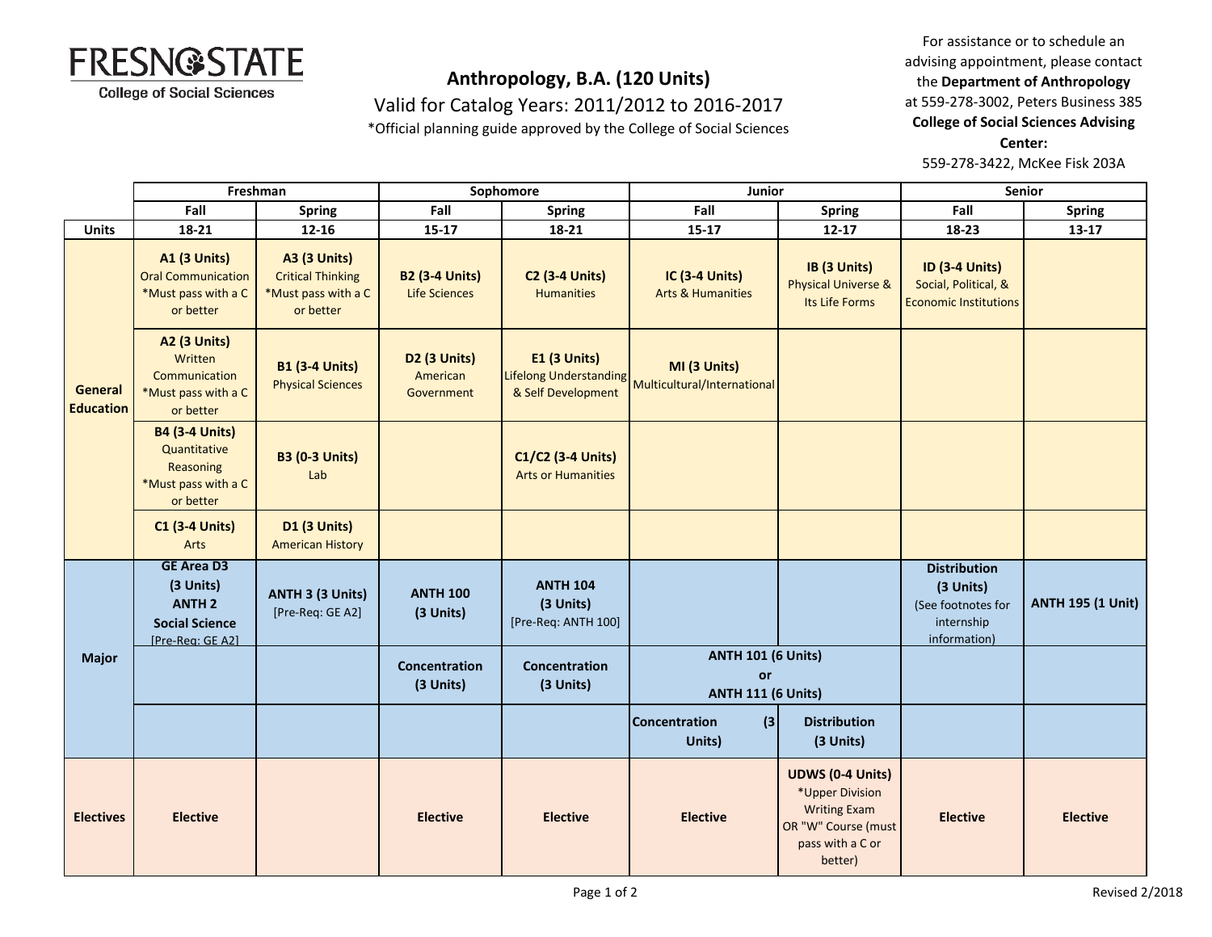Fresno State College of Social Sciences

# Anthropology, B.A. (120 Units)

Valid for Catalog Years: 2011/2012 to 2016-2017

*Official planning guide approved by the College of Social Sciences

For assistance or to schedule an advising appointment, please contact the **Department of Anthropology** at 559-278-3002, Peters Business 385
**College of Social Sciences Advising Center:**
559-278-3422, McKee Fisk 203A

| | Freshman | | Sophomore | | Junior | | Senior | |
|---|---|---|---|---|---|---|---|---|
| | Fall | Spring | Fall | Spring | Fall | Spring | Fall | Spring |
| **Units** | 18-21 | 12-16 | 15-17 | 18-21 | 15-17 | 12-17 | 18-23 | 13-17 |
| **General Education** | **A1 (3 Units)** Oral Communication *Must pass with a C or better | **A3 (3 Units)** Critical Thinking *Must pass with a C or better | **B2 (3-4 Units)** Life Sciences | **C2 (3-4 Units)** Humanities | **IC (3-4 Units)** Arts & Humanities | **IB (3 Units)** Physical Universe & Its Life Forms | **ID (3-4 Units)** Social, Political, & Economic Institutions | |
| | **A2 (3 Units)** Written Communication *Must pass with a C or better | **B1 (3-4 Units)** Physical Sciences | **D2 (3 Units)** American Government | **E1 (3 Units)** Lifelong Understanding & Self Development | **MI (3 Units)** Multicultural/International | | | |
| | **B4 (3-4 Units)** Quantitative Reasoning *Must pass with a C or better | **B3 (0-3 Units)** Lab | | **C1/C2 (3-4 Units)** Arts or Humanities | | | | |
| | **C1 (3-4 Units)** Arts | **D1 (3 Units)** American History | | | | | | |
| **Major** | **GE Area D3 (3 Units) ANTH 2 Social Science** [Pre-Req: GE A2] | **ANTH 3 (3 Units)** [Pre-Req: GE A2] | **ANTH 100 (3 Units)** | **ANTH 104 (3 Units)** [Pre-Req: ANTH 100] | | | **Distribution (3 Units)** (See footnotes for internship information) | **ANTH 195 (1 Unit)** |
| | | | **Concentration (3 Units)** | **Concentration (3 Units)** | **ANTH 101 (6 Units) or ANTH 111 (6 Units)** | | | |
| | | | | | **Concentration (3 Units)** | **Distribution (3 Units)** | | |
| **Electives** | **Elective** | | **Elective** | **Elective** | **Elective** | **UDWS (0-4 Units)** *Upper Division Writing Exam OR "W" Course (must pass with a C or better) | **Elective** | **Elective** |

Revised 2/2018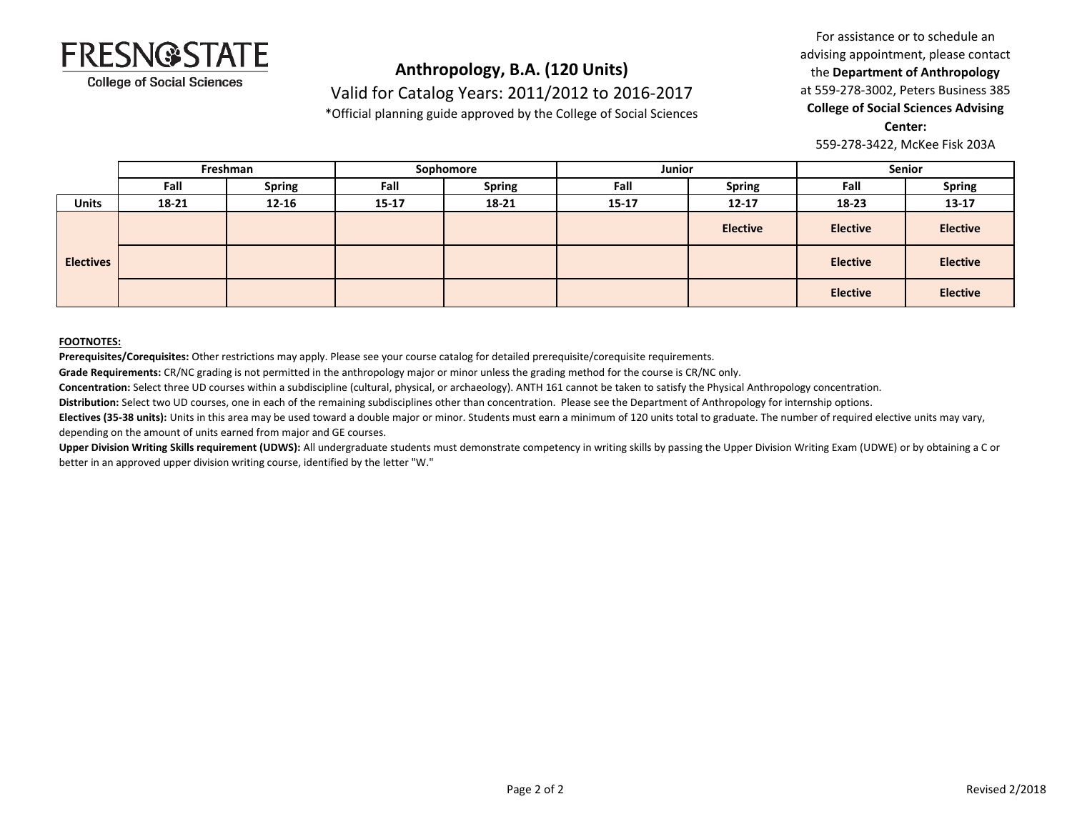FRESNO STATE
College of Social Sciences

## Anthropology, B.A. (120 Units)

Valid for Catalog Years: 2011/2012 to 2016-2017

*Official planning guide approved by the College of Social Sciences

For assistance or to schedule an advising appointment, please contact the **Department of Anthropology** at 559-278-3002, Peters Business 385

**College of Social Sciences Advising Center:**
559-278-3422, McKee Fisk 203A

| | Freshman | | Sophomore | | Junior | | Senior | |
|---|---|---|---|---|---|---|---|---|
| | **Fall** | **Spring** | **Fall** | **Spring** | **Fall** | **Spring** | **Fall** | **Spring** |
| **Units** | **18-21** | **12-16** | **15-17** | **18-21** | **15-17** | **12-17** | **18-23** | **13-17** |
| **Electives** | | | | | | **Elective** | **Elective** | **Elective** |
| | | | | | | | **Elective** | **Elective** |
| | | | | | | | **Elective** | **Elective** |

**FOOTNOTES:**

**Prerequisites/Corequisites:** Other restrictions may apply. Please see your course catalog for detailed prerequisite/corequisite requirements.

**Grade Requirements:** CR/NC grading is not permitted in the anthropology major or minor unless the grading method for the course is CR/NC only.

**Concentration:** Select three UD courses within a subdiscipline (cultural, physical, or archaeology). ANTH 161 cannot be taken to satisfy the Physical Anthropology concentration.

**Distribution:** Select two UD courses, one in each of the remaining subdisciplines other than concentration. Please see the Department of Anthropology for internship options.

**Electives (35-38 units):** Units in this area may be used toward a double major or minor. Students must earn a minimum of 120 units total to graduate. The number of required elective units may vary, depending on the amount of units earned from major and GE courses.

**Upper Division Writing Skills requirement (UDWS):** All undergraduate students must demonstrate competency in writing skills by passing the Upper Division Writing Exam (UDWE) or by obtaining a C or better in an approved upper division writing course, identified by the letter "W."

Revised 2/2018